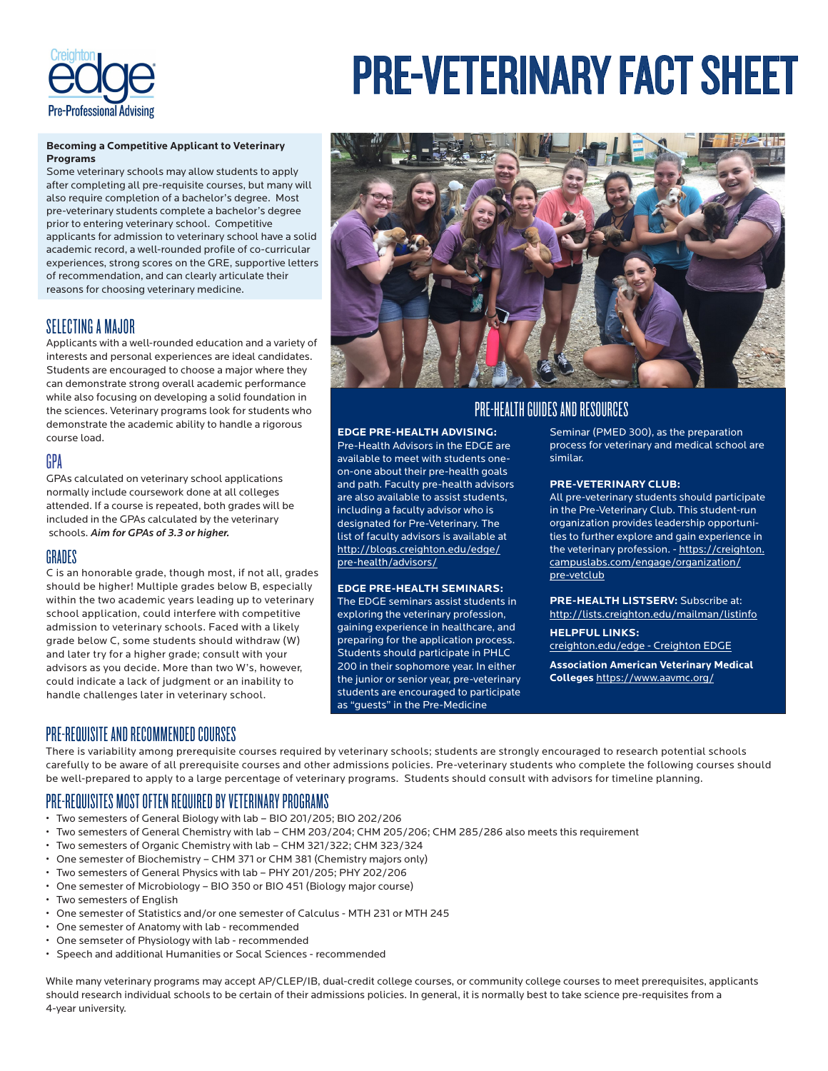Creighton edge Pre-Professional Advising

# PRE-VETERINARY FACT SHEET

**Becoming a Competitive Applicant to Veterinary Programs**

Some veterinary schools may allow students to apply after completing all pre-requisite courses, but many will also require completion of a bachelor's degree. Most pre-veterinary students complete a bachelor's degree prior to entering veterinary school. Competitive applicants for admission to veterinary school have a solid academic record, a well-rounded profile of co-curricular experiences, strong scores on the GRE, supportive letters of recommendation, and can clearly articulate their reasons for choosing veterinary medicine.

## SELECTING A MAJOR

Applicants with a well-rounded education and a variety of interests and personal experiences are ideal candidates. Students are encouraged to choose a major where they can demonstrate strong overall academic performance while also focusing on developing a solid foundation in the sciences. Veterinary programs look for students who demonstrate the academic ability to handle a rigorous course load.

## GPA

GPAs calculated on veterinary school applications normally include coursework done at all colleges attended. If a course is repeated, both grades will be included in the GPAs calculated by the veterinary schools. ***Aim for GPAs of 3.3 or higher.***

## GRADES

C is an honorable grade, though most, if not all, grades should be higher! Multiple grades below B, especially within the two academic years leading up to veterinary school application, could interfere with competitive admission to veterinary schools. Faced with a likely grade below C, some students should withdraw (W) and later try for a higher grade; consult with your advisors as you decide. More than two W's, however, could indicate a lack of judgment or an inability to handle challenges later in veterinary school.

## PRE-HEALTH GUIDES AND RESOURCES

**EDGE PRE-HEALTH ADVISING:** Pre-Health Advisors in the EDGE are available to meet with students one-on-one about their pre-health goals and path. Faculty pre-health advisors are also available to assist students, including a faculty advisor who is designated for Pre-Veterinary. The list of faculty advisors is available at http://blogs.creighton.edu/edge/pre-health/advisors/

**EDGE PRE-HEALTH SEMINARS:** The EDGE seminars assist students in exploring the veterinary profession, gaining experience in healthcare, and preparing for the application process. Students should participate in PHLC 200 in their sophomore year. In either the junior or senior year, pre-veterinary students are encouraged to participate as "guests" in the Pre-Medicine Seminar (PMED 300), as the preparation process for veterinary and medical school are similar.

**PRE-VETERINARY CLUB:** All pre-veterinary students should participate in the Pre-Veterinary Club. This student-run organization provides leadership opportunities to further explore and gain experience in the veterinary profession. - https://creighton.campuslabs.com/engage/organization/pre-vetclub

**PRE-HEALTH LISTSERV:** Subscribe at: http://lists.creighton.edu/mailman/listinfo

**HELPFUL LINKS:**
creighton.edu/edge - Creighton EDGE

**Association American Veterinary Medical Colleges** https://www.aavmc.org/

## PRE-REQUISITE AND RECOMMENDED COURSES

There is variability among prerequisite courses required by veterinary schools; students are strongly encouraged to research potential schools carefully to be aware of all prerequisite courses and other admissions policies. Pre-veterinary students who complete the following courses should be well-prepared to apply to a large percentage of veterinary programs. Students should consult with advisors for timeline planning.

## PRE-REQUISITES MOST OFTEN REQUIRED BY VETERINARY PROGRAMS

- Two semesters of General Biology with lab – BIO 201/205; BIO 202/206
- Two semesters of General Chemistry with lab – CHM 203/204; CHM 205/206; CHM 285/286 also meets this requirement
- Two semesters of Organic Chemistry with lab – CHM 321/322; CHM 323/324
- One semester of Biochemistry – CHM 371 or CHM 381 (Chemistry majors only)
- Two semesters of General Physics with lab – PHY 201/205; PHY 202/206
- One semester of Microbiology – BIO 350 or BIO 451 (Biology major course)
- Two semesters of English
- One semester of Statistics and/or one semester of Calculus - MTH 231 or MTH 245
- One semester of Anatomy with lab - recommended
- One semseter of Physiology with lab - recommended
- Speech and additional Humanities or Socal Sciences - recommended

While many veterinary programs may accept AP/CLEP/IB, dual-credit college courses, or community college courses to meet prerequisites, applicants should research individual schools to be certain of their admissions policies. In general, it is normally best to take science pre-requisites from a 4-year university.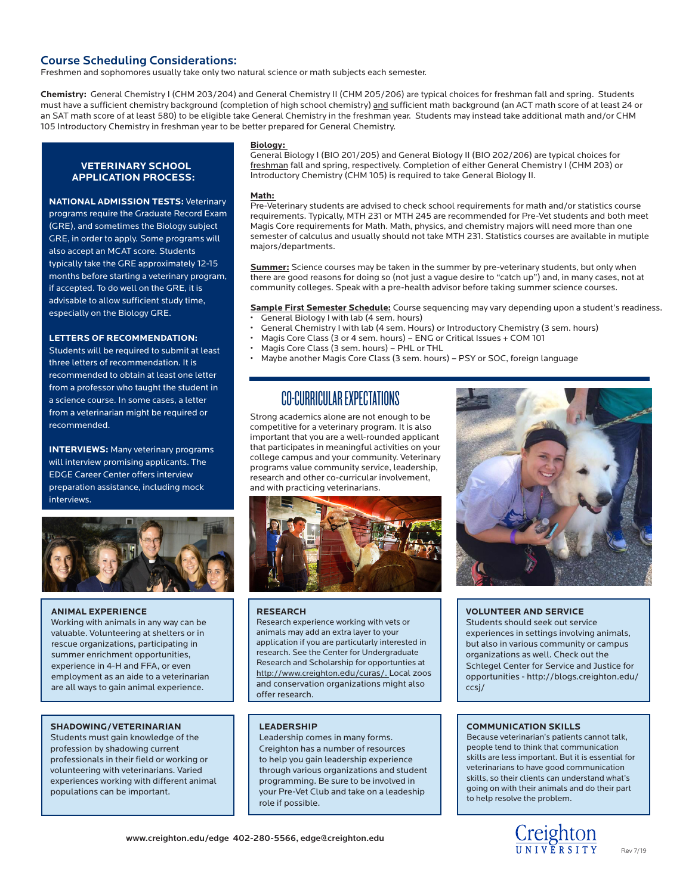## Course Scheduling Considerations:

Freshmen and sophomores usually take only two natural science or math subjects each semester.

**Chemistry:** General Chemistry I (CHM 203/204) and General Chemistry II (CHM 205/206) are typical choices for freshman fall and spring. Students must have a sufficient chemistry background (completion of high school chemistry) and sufficient math background (an ACT math score of at least 24 or an SAT math score of at least 580) to be eligible take General Chemistry in the freshman year. Students may instead take additional math and/or CHM 105 Introductory Chemistry in freshman year to be better prepared for General Chemistry.

**Biology:**
General Biology I (BIO 201/205) and General Biology II (BIO 202/206) are typical choices for freshman fall and spring, respectively. Completion of either General Chemistry I (CHM 203) or Introductory Chemistry (CHM 105) is required to take General Biology II.

**Math:**
Pre-Veterinary students are advised to check school requirements for math and/or statistics course requirements. Typically, MTH 231 or MTH 245 are recommended for Pre-Vet students and both meet Magis Core requirements for Math. Math, physics, and chemistry majors will need more than one semester of calculus and usually should not take MTH 231. Statistics courses are available in mutiple majors/departments.

**Summer:** Science courses may be taken in the summer by pre-veterinary students, but only when there are good reasons for doing so (not just a vague desire to "catch up") and, in many cases, not at community colleges. Speak with a pre-health advisor before taking summer science courses.

**Sample First Semester Schedule:** Course sequencing may vary depending upon a student's readiness.

- General Biology I with lab (4 sem. hours)
- General Chemistry I with lab (4 sem. Hours) or Introductory Chemistry (3 sem. hours)
- Magis Core Class (3 or 4 sem. hours) – ENG or Critical Issues + COM 101
- Magis Core Class (3 sem. hours) – PHL or THL
- Maybe another Magis Core Class (3 sem. hours) – PSY or SOC, foreign language

### VETERINARY SCHOOL APPLICATION PROCESS:

**NATIONAL ADMISSION TESTS:** Veterinary programs require the Graduate Record Exam (GRE), and sometimes the Biology subject GRE, in order to apply. Some programs will also accept an MCAT score. Students typically take the GRE approximately 12-15 months before starting a veterinary program, if accepted. To do well on the GRE, it is advisable to allow sufficient study time, especially on the Biology GRE.

**LETTERS OF RECOMMENDATION:** Students will be required to submit at least three letters of recommendation. It is recommended to obtain at least one letter from a professor who taught the student in a science course. In some cases, a letter from a veterinarian might be required or recommended.

**INTERVIEWS:** Many veterinary programs will interview promising applicants. The EDGE Career Center offers interview preparation assistance, including mock interviews.

## CO-CURRICULAR EXPECTATIONS

Strong academics alone are not enough to be competitive for a veterinary program. It is also important that you are a well-rounded applicant that participates in meaningful activities on your college campus and your community. Veterinary programs value community service, leadership, research and other co-curricular involvement, and with practicing veterinarians.

**ANIMAL EXPERIENCE**
Working with animals in any way can be valuable. Volunteering at shelters or in rescue organizations, participating in summer enrichment opportunities, experience in 4-H and FFA, or even employment as an aide to a veterinarian are all ways to gain animal experience.

**RESEARCH**
Research experience working with vets or animals may add an extra layer to your application if you are particularly interested in research. See the Center for Undergraduate Research and Scholarship for opportunties at http://www.creighton.edu/curas/. Local zoos and conservation organizations might also offer research.

**VOLUNTEER AND SERVICE**
Students should seek out service experiences in settings involving animals, but also in various community or campus organizations as well. Check out the Schlegel Center for Service and Justice for opportunities - http://blogs.creighton.edu/ccsj/

**SHADOWING/VETERINARIAN**
Students must gain knowledge of the profession by shadowing current professionals in their field or working or volunteering with veterinarians. Varied experiences working with different animal populations can be important.

**LEADERSHIP**
Leadership comes in many forms. Creighton has a number of resources to help you gain leadership experience through various organizations and student programming. Be sure to be involved in your Pre-Vet Club and take on a leadership role if possible.

**COMMUNICATION SKILLS**
Because veterinarian's patients cannot talk, people tend to think that communication skills are less important. But it is essential for veterinarians to have good communication skills, so their clients can understand what's going on with their animals and do their part to help resolve the problem.

www.creighton.edu/edge 402-280-5566, edge@creighton.edu

Creighton UNIVERSITY

Rev 7/19